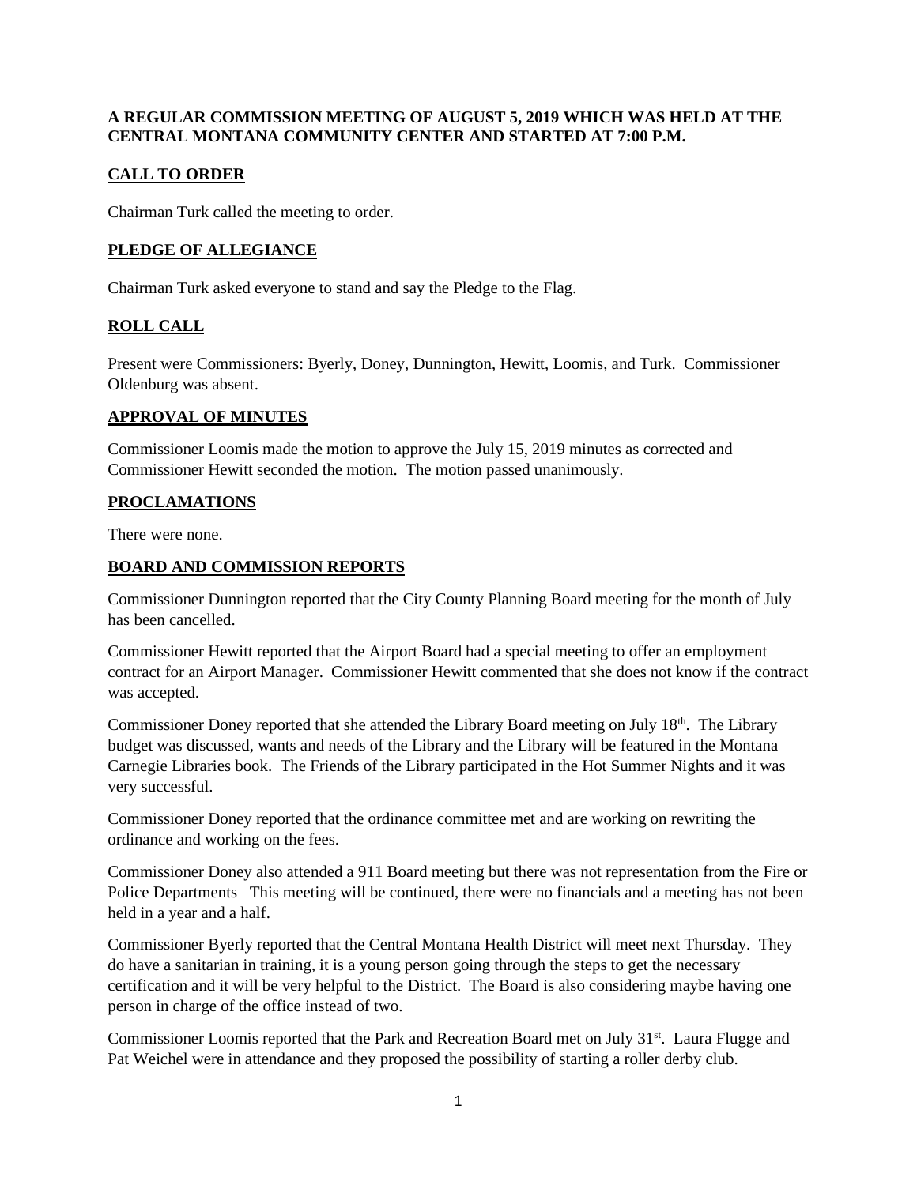**A REGULAR COMMISSION MEETING OF AUGUST 5, 2019 WHICH WAS HELD AT THE CENTRAL MONTANA COMMUNITY CENTER AND STARTED AT 7:00 P.M.**

## CALL TO ORDER

Chairman Turk called the meeting to order.

## PLEDGE OF ALLEGIANCE

Chairman Turk asked everyone to stand and say the Pledge to the Flag.

## ROLL CALL

Present were Commissioners: Byerly, Doney, Dunnington, Hewitt, Loomis, and Turk. Commissioner Oldenburg was absent.

## APPROVAL OF MINUTES

Commissioner Loomis made the motion to approve the July 15, 2019 minutes as corrected and Commissioner Hewitt seconded the motion. The motion passed unanimously.

## PROCLAMATIONS

There were none.

## BOARD AND COMMISSION REPORTS

Commissioner Dunnington reported that the City County Planning Board meeting for the month of July has been cancelled.

Commissioner Hewitt reported that the Airport Board had a special meeting to offer an employment contract for an Airport Manager. Commissioner Hewitt commented that she does not know if the contract was accepted.

Commissioner Doney reported that she attended the Library Board meeting on July 18th. The Library budget was discussed, wants and needs of the Library and the Library will be featured in the Montana Carnegie Libraries book. The Friends of the Library participated in the Hot Summer Nights and it was very successful.

Commissioner Doney reported that the ordinance committee met and are working on rewriting the ordinance and working on the fees.

Commissioner Doney also attended a 911 Board meeting but there was not representation from the Fire or Police Departments This meeting will be continued, there were no financials and a meeting has not been held in a year and a half.

Commissioner Byerly reported that the Central Montana Health District will meet next Thursday. They do have a sanitarian in training, it is a young person going through the steps to get the necessary certification and it will be very helpful to the District. The Board is also considering maybe having one person in charge of the office instead of two.

Commissioner Loomis reported that the Park and Recreation Board met on July 31st. Laura Flugge and Pat Weichel were in attendance and they proposed the possibility of starting a roller derby club.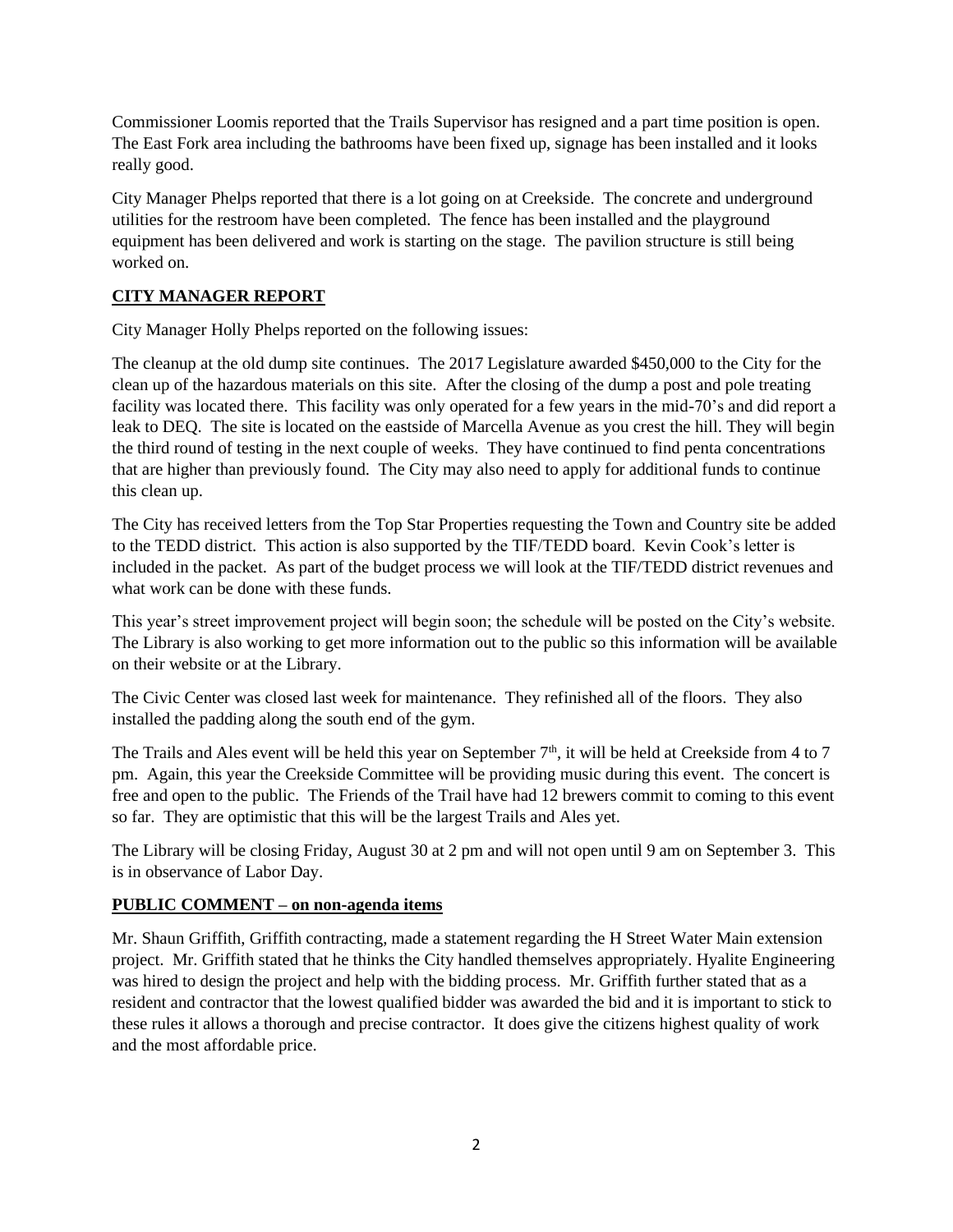Commissioner Loomis reported that the Trails Supervisor has resigned and a part time position is open. The East Fork area including the bathrooms have been fixed up, signage has been installed and it looks really good.

City Manager Phelps reported that there is a lot going on at Creekside. The concrete and underground utilities for the restroom have been completed. The fence has been installed and the playground equipment has been delivered and work is starting on the stage. The pavilion structure is still being worked on.

## CITY MANAGER REPORT

City Manager Holly Phelps reported on the following issues:

The cleanup at the old dump site continues. The 2017 Legislature awarded $450,000 to the City for the clean up of the hazardous materials on this site. After the closing of the dump a post and pole treating facility was located there. This facility was only operated for a few years in the mid-70's and did report a leak to DEQ. The site is located on the eastside of Marcella Avenue as you crest the hill. They will begin the third round of testing in the next couple of weeks. They have continued to find penta concentrations that are higher than previously found. The City may also need to apply for additional funds to continue this clean up.

The City has received letters from the Top Star Properties requesting the Town and Country site be added to the TEDD district. This action is also supported by the TIF/TEDD board. Kevin Cook's letter is included in the packet. As part of the budget process we will look at the TIF/TEDD district revenues and what work can be done with these funds.

This year's street improvement project will begin soon; the schedule will be posted on the City's website. The Library is also working to get more information out to the public so this information will be available on their website or at the Library.

The Civic Center was closed last week for maintenance. They refinished all of the floors. They also installed the padding along the south end of the gym.

The Trails and Ales event will be held this year on September 7th, it will be held at Creekside from 4 to 7 pm. Again, this year the Creekside Committee will be providing music during this event. The concert is free and open to the public. The Friends of the Trail have had 12 brewers commit to coming to this event so far. They are optimistic that this will be the largest Trails and Ales yet.

The Library will be closing Friday, August 30 at 2 pm and will not open until 9 am on September 3. This is in observance of Labor Day.

## PUBLIC COMMENT – on non-agenda items

Mr. Shaun Griffith, Griffith contracting, made a statement regarding the H Street Water Main extension project. Mr. Griffith stated that he thinks the City handled themselves appropriately. Hyalite Engineering was hired to design the project and help with the bidding process. Mr. Griffith further stated that as a resident and contractor that the lowest qualified bidder was awarded the bid and it is important to stick to these rules it allows a thorough and precise contractor. It does give the citizens highest quality of work and the most affordable price.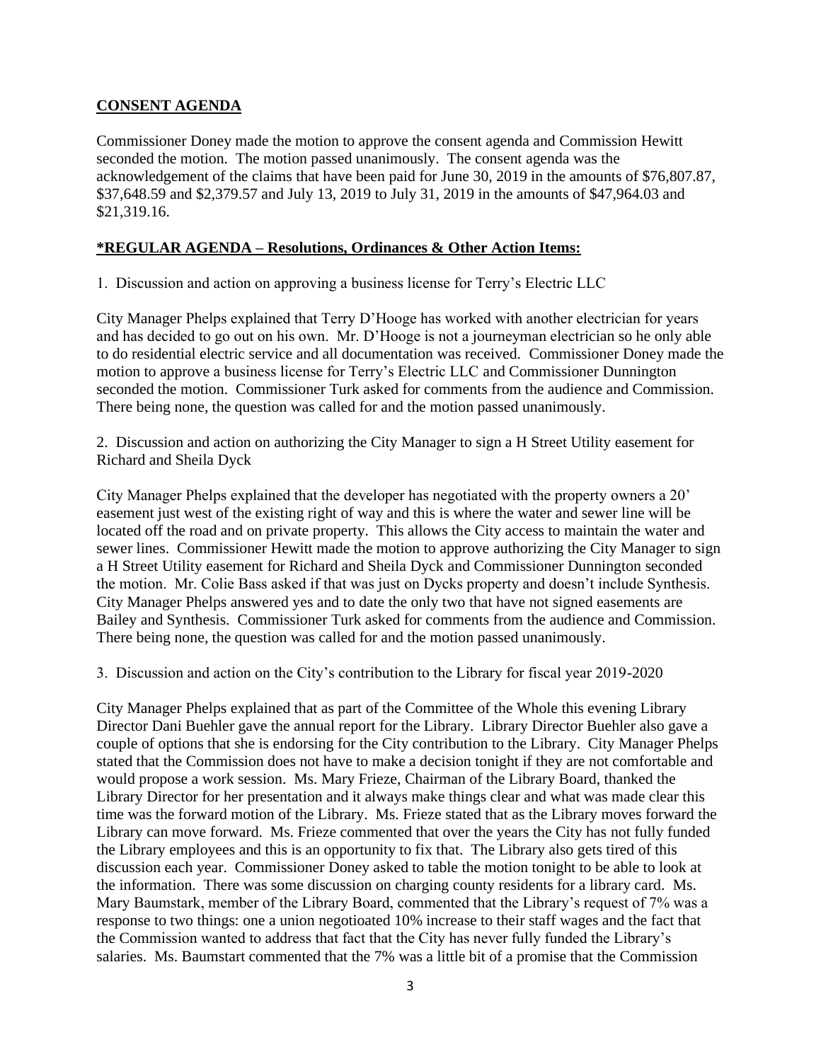## CONSENT AGENDA

Commissioner Doney made the motion to approve the consent agenda and Commission Hewitt seconded the motion. The motion passed unanimously. The consent agenda was the acknowledgement of the claims that have been paid for June 30, 2019 in the amounts of $76,807.87, $37,648.59 and $2,379.57 and July 13, 2019 to July 31, 2019 in the amounts of $47,964.03 and $21,319.16.

## *REGULAR AGENDA – Resolutions, Ordinances & Other Action Items:

1. Discussion and action on approving a business license for Terry's Electric LLC

City Manager Phelps explained that Terry D'Hooge has worked with another electrician for years and has decided to go out on his own. Mr. D'Hooge is not a journeyman electrician so he only able to do residential electric service and all documentation was received. Commissioner Doney made the motion to approve a business license for Terry's Electric LLC and Commissioner Dunnington seconded the motion. Commissioner Turk asked for comments from the audience and Commission. There being none, the question was called for and the motion passed unanimously.

2. Discussion and action on authorizing the City Manager to sign a H Street Utility easement for Richard and Sheila Dyck

City Manager Phelps explained that the developer has negotiated with the property owners a 20' easement just west of the existing right of way and this is where the water and sewer line will be located off the road and on private property. This allows the City access to maintain the water and sewer lines. Commissioner Hewitt made the motion to approve authorizing the City Manager to sign a H Street Utility easement for Richard and Sheila Dyck and Commissioner Dunnington seconded the motion. Mr. Colie Bass asked if that was just on Dycks property and doesn't include Synthesis. City Manager Phelps answered yes and to date the only two that have not signed easements are Bailey and Synthesis. Commissioner Turk asked for comments from the audience and Commission. There being none, the question was called for and the motion passed unanimously.

3. Discussion and action on the City's contribution to the Library for fiscal year 2019-2020

City Manager Phelps explained that as part of the Committee of the Whole this evening Library Director Dani Buehler gave the annual report for the Library. Library Director Buehler also gave a couple of options that she is endorsing for the City contribution to the Library. City Manager Phelps stated that the Commission does not have to make a decision tonight if they are not comfortable and would propose a work session. Ms. Mary Frieze, Chairman of the Library Board, thanked the Library Director for her presentation and it always make things clear and what was made clear this time was the forward motion of the Library. Ms. Frieze stated that as the Library moves forward the Library can move forward. Ms. Frieze commented that over the years the City has not fully funded the Library employees and this is an opportunity to fix that. The Library also gets tired of this discussion each year. Commissioner Doney asked to table the motion tonight to be able to look at the information. There was some discussion on charging county residents for a library card. Ms. Mary Baumstark, member of the Library Board, commented that the Library's request of 7% was a response to two things: one a union negotioated 10% increase to their staff wages and the fact that the Commission wanted to address that fact that the City has never fully funded the Library's salaries. Ms. Baumstart commented that the 7% was a little bit of a promise that the Commission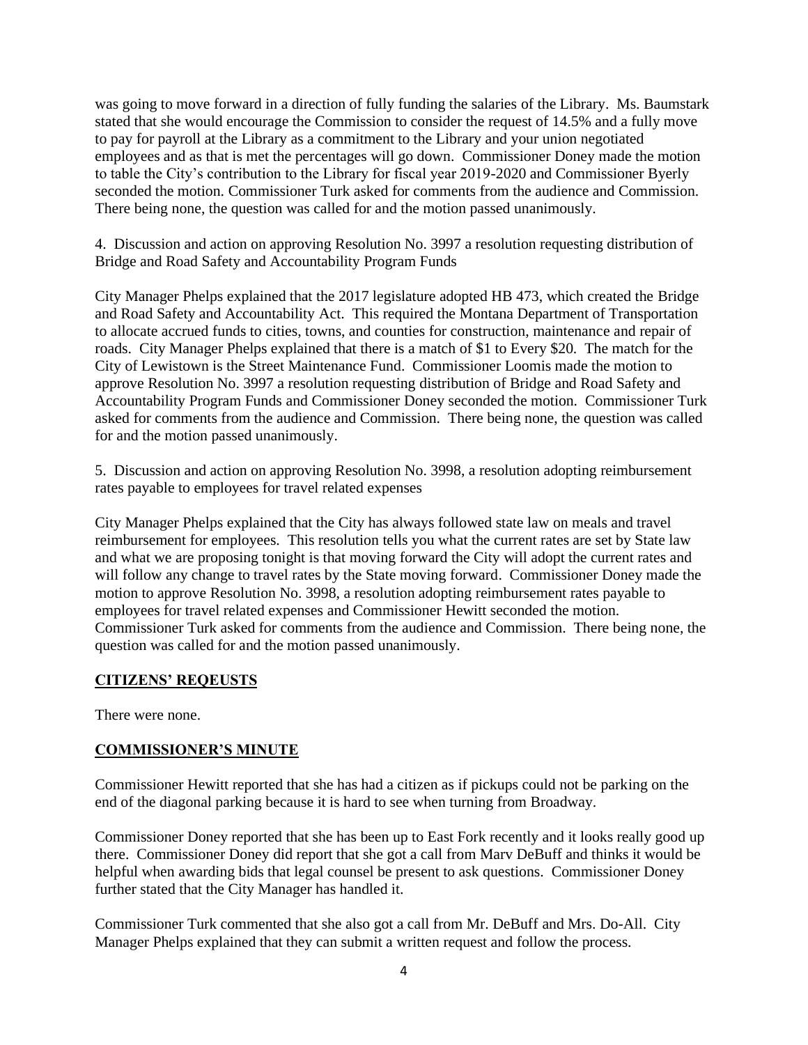was going to move forward in a direction of fully funding the salaries of the Library. Ms. Baumstark stated that she would encourage the Commission to consider the request of 14.5% and a fully move to pay for payroll at the Library as a commitment to the Library and your union negotiated employees and as that is met the percentages will go down. Commissioner Doney made the motion to table the City's contribution to the Library for fiscal year 2019-2020 and Commissioner Byerly seconded the motion. Commissioner Turk asked for comments from the audience and Commission. There being none, the question was called for and the motion passed unanimously.

4. Discussion and action on approving Resolution No. 3997 a resolution requesting distribution of Bridge and Road Safety and Accountability Program Funds

City Manager Phelps explained that the 2017 legislature adopted HB 473, which created the Bridge and Road Safety and Accountability Act. This required the Montana Department of Transportation to allocate accrued funds to cities, towns, and counties for construction, maintenance and repair of roads. City Manager Phelps explained that there is a match of $1 to Every $20. The match for the City of Lewistown is the Street Maintenance Fund. Commissioner Loomis made the motion to approve Resolution No. 3997 a resolution requesting distribution of Bridge and Road Safety and Accountability Program Funds and Commissioner Doney seconded the motion. Commissioner Turk asked for comments from the audience and Commission. There being none, the question was called for and the motion passed unanimously.

5. Discussion and action on approving Resolution No. 3998, a resolution adopting reimbursement rates payable to employees for travel related expenses

City Manager Phelps explained that the City has always followed state law on meals and travel reimbursement for employees. This resolution tells you what the current rates are set by State law and what we are proposing tonight is that moving forward the City will adopt the current rates and will follow any change to travel rates by the State moving forward. Commissioner Doney made the motion to approve Resolution No. 3998, a resolution adopting reimbursement rates payable to employees for travel related expenses and Commissioner Hewitt seconded the motion. Commissioner Turk asked for comments from the audience and Commission. There being none, the question was called for and the motion passed unanimously.

## CITIZENS' REQEUSTS

There were none.

## COMMISSIONER'S MINUTE

Commissioner Hewitt reported that she has had a citizen as if pickups could not be parking on the end of the diagonal parking because it is hard to see when turning from Broadway.

Commissioner Doney reported that she has been up to East Fork recently and it looks really good up there. Commissioner Doney did report that she got a call from Marv DeBuff and thinks it would be helpful when awarding bids that legal counsel be present to ask questions. Commissioner Doney further stated that the City Manager has handled it.

Commissioner Turk commented that she also got a call from Mr. DeBuff and Mrs. Do-All. City Manager Phelps explained that they can submit a written request and follow the process.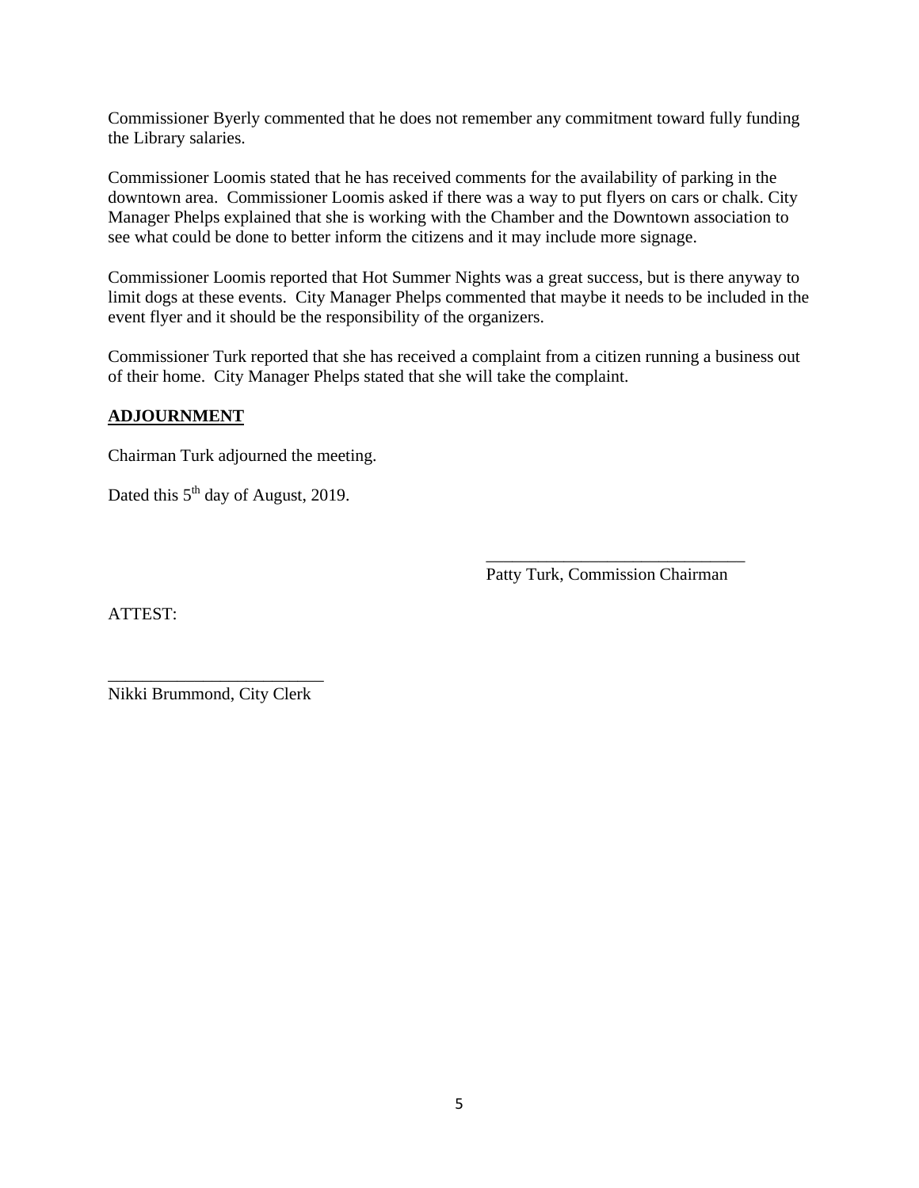Commissioner Byerly commented that he does not remember any commitment toward fully funding the Library salaries.

Commissioner Loomis stated that he has received comments for the availability of parking in the downtown area. Commissioner Loomis asked if there was a way to put flyers on cars or chalk. City Manager Phelps explained that she is working with the Chamber and the Downtown association to see what could be done to better inform the citizens and it may include more signage.

Commissioner Loomis reported that Hot Summer Nights was a great success, but is there anyway to limit dogs at these events. City Manager Phelps commented that maybe it needs to be included in the event flyer and it should be the responsibility of the organizers.

Commissioner Turk reported that she has received a complaint from a citizen running a business out of their home. City Manager Phelps stated that she will take the complaint.

**ADJOURNMENT**

Chairman Turk adjourned the meeting.

Dated this 5th day of August, 2019.

______________________________
Patty Turk, Commission Chairman

ATTEST:

_________________________
Nikki Brummond, City Clerk